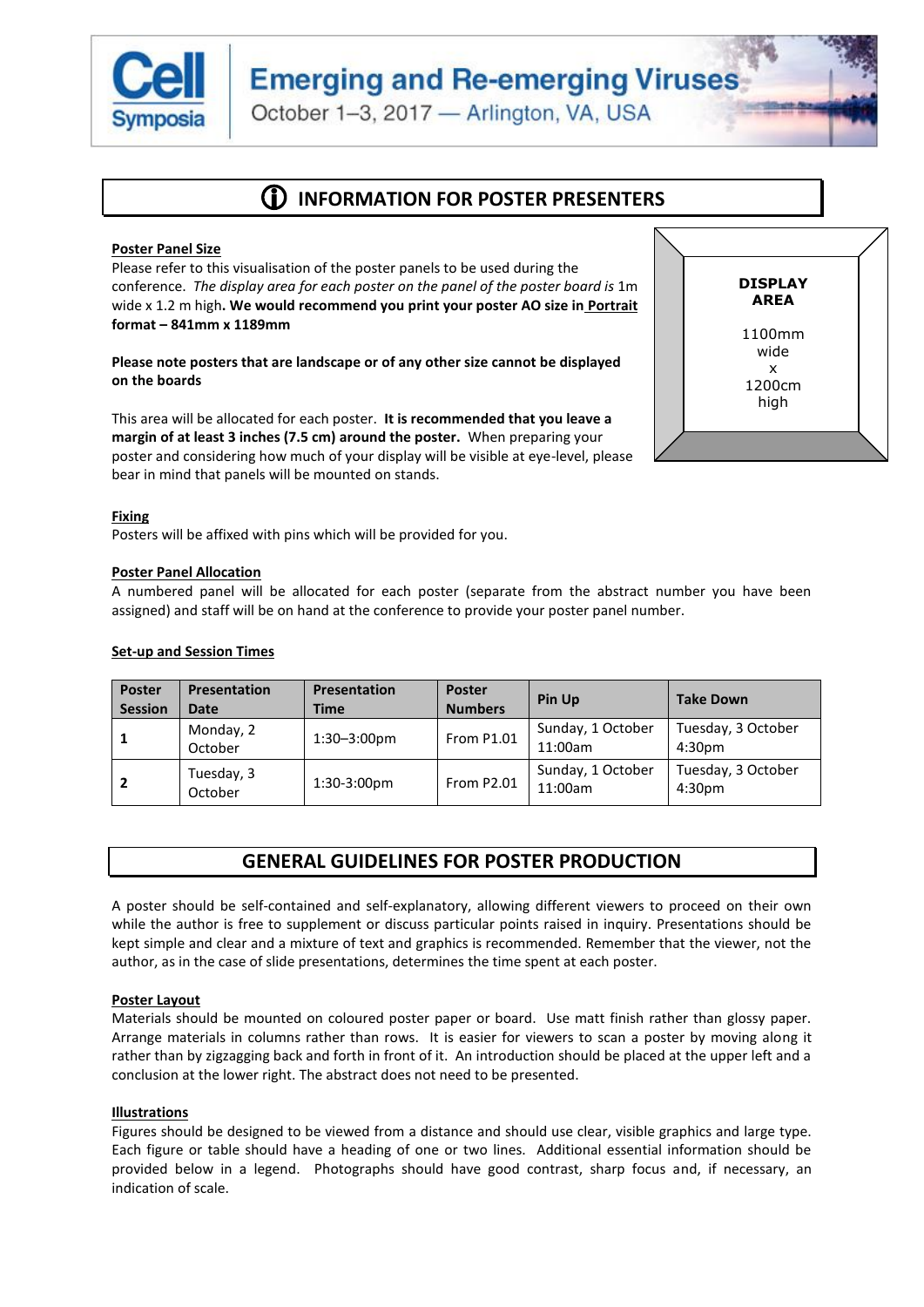Cell Symposia

**Emerging and Re-emerging Viruses**

October 1–3, 2017 — Arlington, VA, USA

## INFORMATION FOR POSTER PRESENTERS

**Poster Panel Size**

Please refer to this visualisation of the poster panels to be used during the conference. *The display area for each poster on the panel of the poster board is* 1m wide x 1.2 m high**. We would recommend you print your poster AO size in Portrait format – 841mm x 1189mm**

**DISPLAY AREA**

1100mm wide x 1200cm high

**Please note posters that are landscape or of any other size cannot be displayed on the boards**

This area will be allocated for each poster. **It is recommended that you leave a margin of at least 3 inches (7.5 cm) around the poster.** When preparing your poster and considering how much of your display will be visible at eye-level, please bear in mind that panels will be mounted on stands.

**Fixing**

Posters will be affixed with pins which will be provided for you.

**Poster Panel Allocation**

A numbered panel will be allocated for each poster (separate from the abstract number you have been assigned) and staff will be on hand at the conference to provide your poster panel number.

**Set-up and Session Times**

| Poster Session | Presentation Date | Presentation Time | Poster Numbers | Pin Up | Take Down |
|---|---|---|---|---|---|
| **1** | Monday, 2 October | 1:30–3:00pm | From P1.01 | Sunday, 1 October 11:00am | Tuesday, 3 October 4:30pm |
| **2** | Tuesday, 3 October | 1:30-3:00pm | From P2.01 | Sunday, 1 October 11:00am | Tuesday, 3 October 4:30pm |

## GENERAL GUIDELINES FOR POSTER PRODUCTION

A poster should be self-contained and self-explanatory, allowing different viewers to proceed on their own while the author is free to supplement or discuss particular points raised in inquiry. Presentations should be kept simple and clear and a mixture of text and graphics is recommended. Remember that the viewer, not the author, as in the case of slide presentations, determines the time spent at each poster.

**Poster Layout**

Materials should be mounted on coloured poster paper or board. Use matt finish rather than glossy paper. Arrange materials in columns rather than rows. It is easier for viewers to scan a poster by moving along it rather than by zigzagging back and forth in front of it. An introduction should be placed at the upper left and a conclusion at the lower right. The abstract does not need to be presented.

**Illustrations**

Figures should be designed to be viewed from a distance and should use clear, visible graphics and large type. Each figure or table should have a heading of one or two lines. Additional essential information should be provided below in a legend. Photographs should have good contrast, sharp focus and, if necessary, an indication of scale.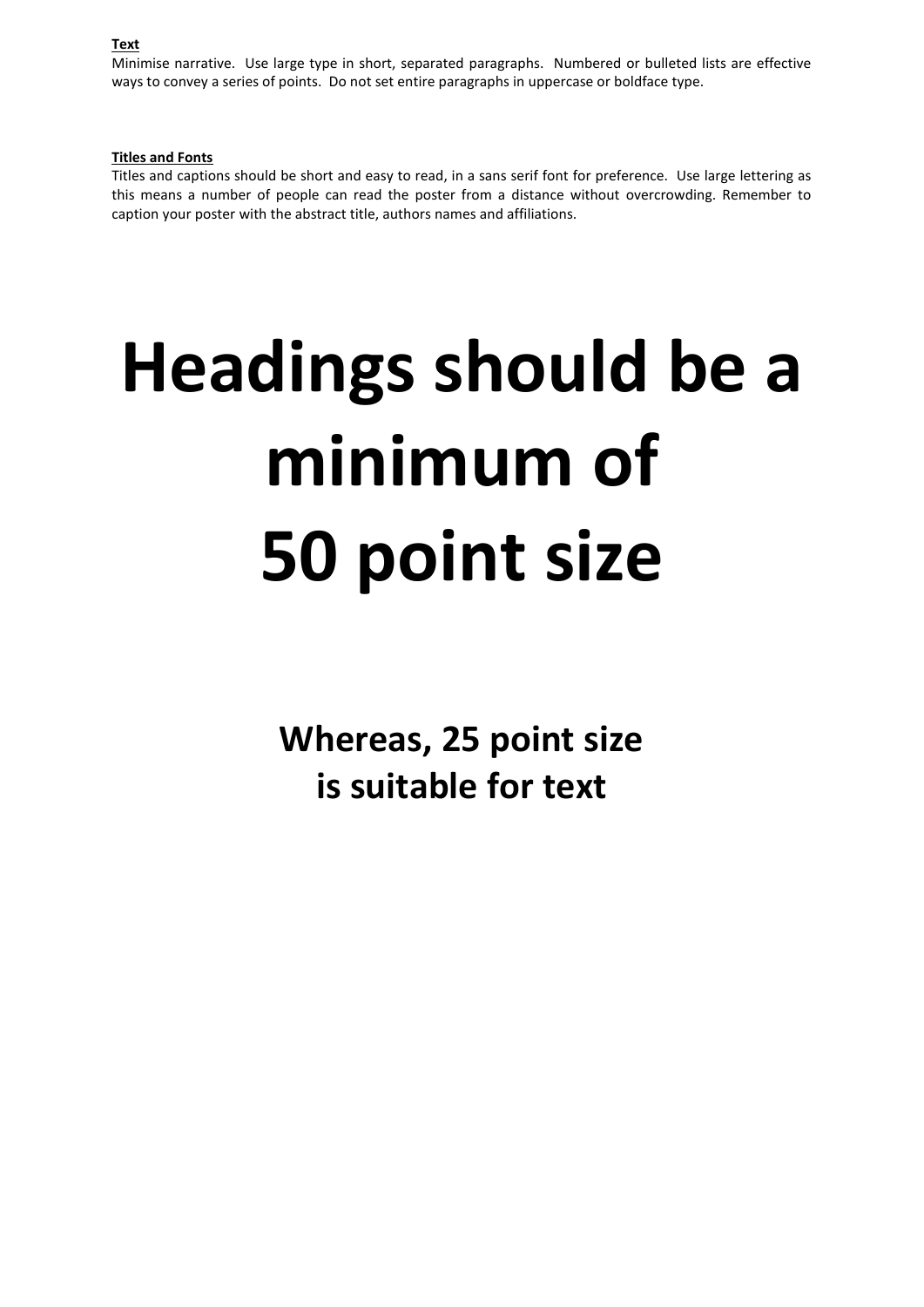**Text**

Minimise narrative. Use large type in short, separated paragraphs. Numbered or bulleted lists are effective ways to convey a series of points. Do not set entire paragraphs in uppercase or boldface type.

**Titles and Fonts**

Titles and captions should be short and easy to read, in a sans serif font for preference. Use large lettering as this means a number of people can read the poster from a distance without overcrowding. Remember to caption your poster with the abstract title, authors names and affiliations.

# Headings should be a minimum of 50 point size

**Whereas, 25 point size is suitable for text**